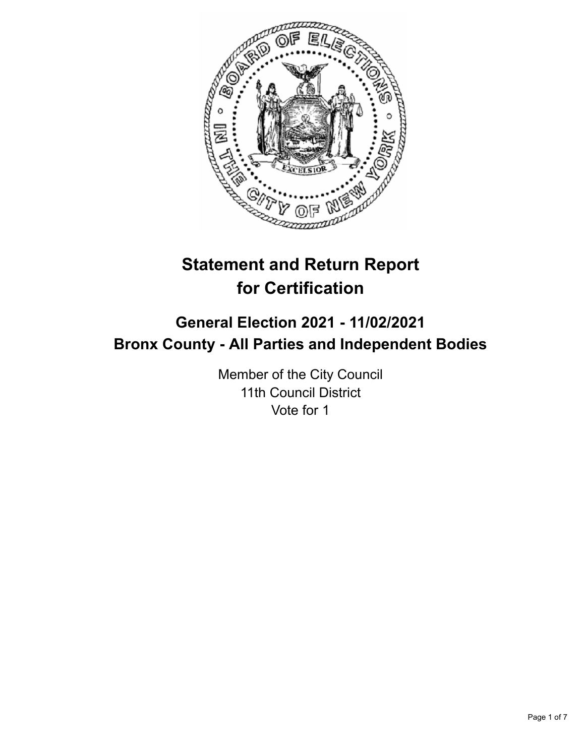# Statement and Return Report for Certification

## General Election 2021 - 11/02/2021
## Bronx County - All Parties and Independent Bodies

Member of the City Council
11th Council District
Vote for 1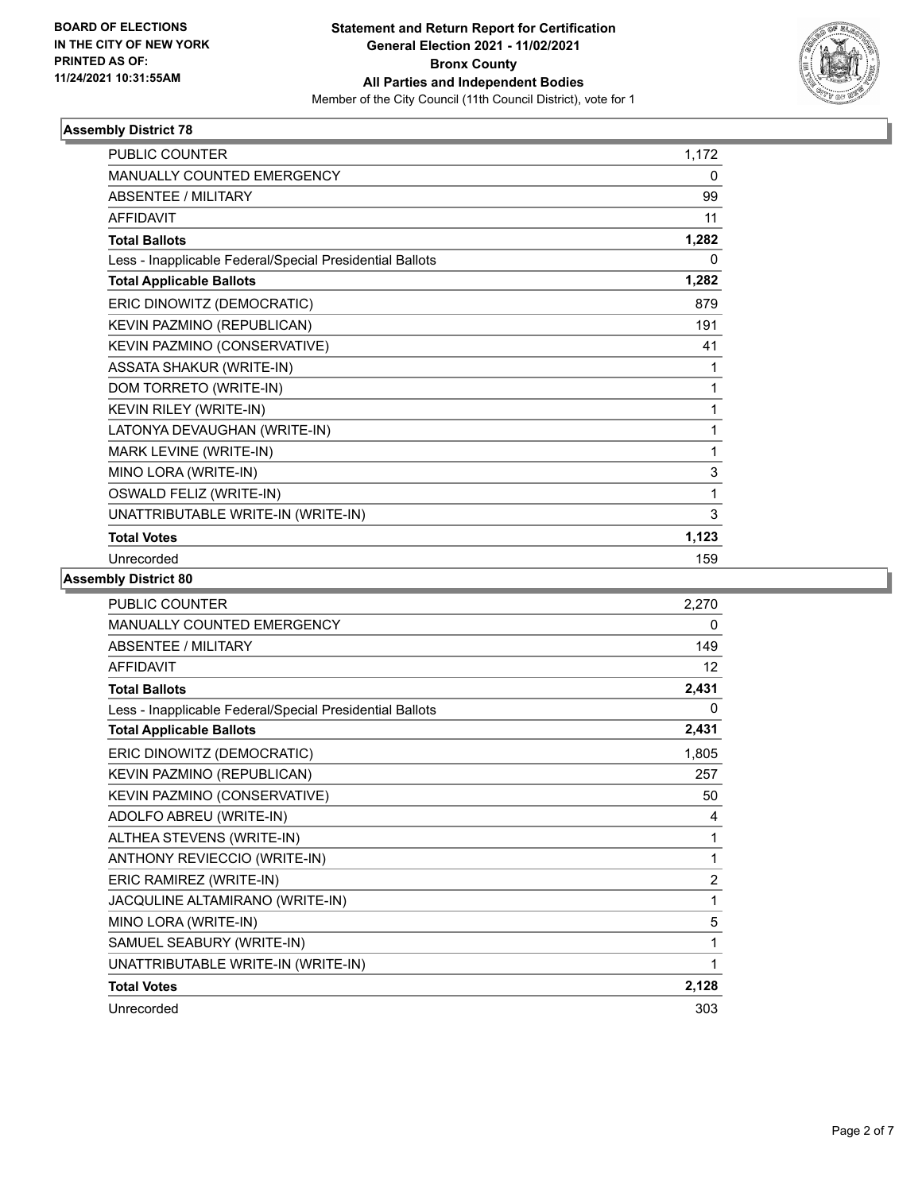BOARD OF ELECTIONS
IN THE CITY OF NEW YORK
PRINTED AS OF:
11/24/2021 10:31:55AM

**Statement and Return Report for Certification**
**General Election 2021 - 11/02/2021**
**Bronx County**
**All Parties and Independent Bodies**
Member of the City Council (11th Council District), vote for 1

### Assembly District 78

| | |
|---|---|
| PUBLIC COUNTER | 1,172 |
| MANUALLY COUNTED EMERGENCY | 0 |
| ABSENTEE / MILITARY | 99 |
| AFFIDAVIT | 11 |
| **Total Ballots** | **1,282** |
| Less - Inapplicable Federal/Special Presidential Ballots | 0 |
| **Total Applicable Ballots** | **1,282** |
| ERIC DINOWITZ (DEMOCRATIC) | 879 |
| KEVIN PAZMINO (REPUBLICAN) | 191 |
| KEVIN PAZMINO (CONSERVATIVE) | 41 |
| ASSATA SHAKUR (WRITE-IN) | 1 |
| DOM TORRETO (WRITE-IN) | 1 |
| KEVIN RILEY (WRITE-IN) | 1 |
| LATONYA DEVAUGHAN (WRITE-IN) | 1 |
| MARK LEVINE (WRITE-IN) | 1 |
| MINO LORA (WRITE-IN) | 3 |
| OSWALD FELIZ (WRITE-IN) | 1 |
| UNATTRIBUTABLE WRITE-IN (WRITE-IN) | 3 |
| **Total Votes** | **1,123** |
| Unrecorded | 159 |

### Assembly District 80

| | |
|---|---|
| PUBLIC COUNTER | 2,270 |
| MANUALLY COUNTED EMERGENCY | 0 |
| ABSENTEE / MILITARY | 149 |
| AFFIDAVIT | 12 |
| **Total Ballots** | **2,431** |
| Less - Inapplicable Federal/Special Presidential Ballots | 0 |
| **Total Applicable Ballots** | **2,431** |
| ERIC DINOWITZ (DEMOCRATIC) | 1,805 |
| KEVIN PAZMINO (REPUBLICAN) | 257 |
| KEVIN PAZMINO (CONSERVATIVE) | 50 |
| ADOLFO ABREU (WRITE-IN) | 4 |
| ALTHEA STEVENS (WRITE-IN) | 1 |
| ANTHONY REVIECCIO (WRITE-IN) | 1 |
| ERIC RAMIREZ (WRITE-IN) | 2 |
| JACQULINE ALTAMIRANO (WRITE-IN) | 1 |
| MINO LORA (WRITE-IN) | 5 |
| SAMUEL SEABURY (WRITE-IN) | 1 |
| UNATTRIBUTABLE WRITE-IN (WRITE-IN) | 1 |
| **Total Votes** | **2,128** |
| Unrecorded | 303 |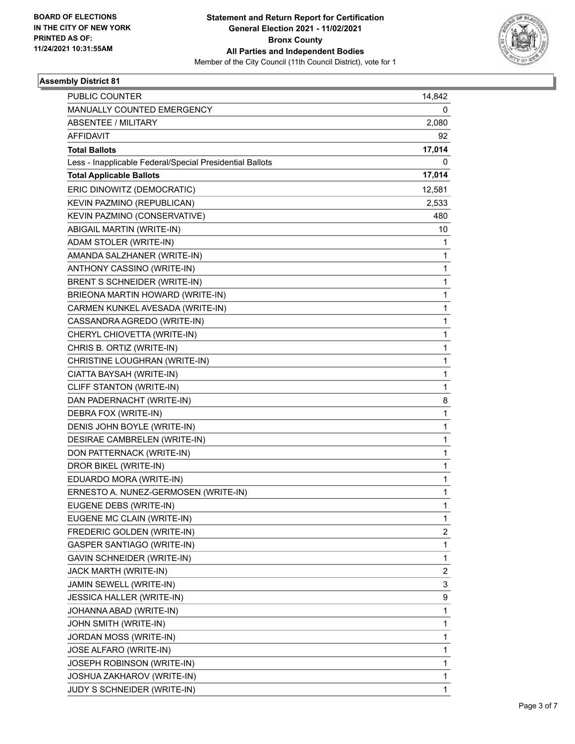BOARD OF ELECTIONS
IN THE CITY OF NEW YORK
PRINTED AS OF:
11/24/2021 10:31:55AM

**Statement and Return Report for Certification**
**General Election 2021 - 11/02/2021**
**Bronx County**
**All Parties and Independent Bodies**
Member of the City Council (11th Council District), vote for 1

### Assembly District 81

| | |
|---|---|
| PUBLIC COUNTER | 14,842 |
| MANUALLY COUNTED EMERGENCY | 0 |
| ABSENTEE / MILITARY | 2,080 |
| AFFIDAVIT | 92 |
| **Total Ballots** | **17,014** |
| Less - Inapplicable Federal/Special Presidential Ballots | 0 |
| **Total Applicable Ballots** | **17,014** |
| ERIC DINOWITZ (DEMOCRATIC) | 12,581 |
| KEVIN PAZMINO (REPUBLICAN) | 2,533 |
| KEVIN PAZMINO (CONSERVATIVE) | 480 |
| ABIGAIL MARTIN (WRITE-IN) | 10 |
| ADAM STOLER (WRITE-IN) | 1 |
| AMANDA SALZHANER (WRITE-IN) | 1 |
| ANTHONY CASSINO (WRITE-IN) | 1 |
| BRENT S SCHNEIDER (WRITE-IN) | 1 |
| BRIEONA MARTIN HOWARD (WRITE-IN) | 1 |
| CARMEN KUNKEL AVESADA (WRITE-IN) | 1 |
| CASSANDRA AGREDO (WRITE-IN) | 1 |
| CHERYL CHIOVETTA (WRITE-IN) | 1 |
| CHRIS B. ORTIZ (WRITE-IN) | 1 |
| CHRISTINE LOUGHRAN (WRITE-IN) | 1 |
| CIATTA BAYSAH (WRITE-IN) | 1 |
| CLIFF STANTON (WRITE-IN) | 1 |
| DAN PADERNACHT (WRITE-IN) | 8 |
| DEBRA FOX (WRITE-IN) | 1 |
| DENIS JOHN BOYLE (WRITE-IN) | 1 |
| DESIRAE CAMBRELEN (WRITE-IN) | 1 |
| DON PATTERNACK (WRITE-IN) | 1 |
| DROR BIKEL (WRITE-IN) | 1 |
| EDUARDO MORA (WRITE-IN) | 1 |
| ERNESTO A. NUNEZ-GERMOSEN (WRITE-IN) | 1 |
| EUGENE DEBS (WRITE-IN) | 1 |
| EUGENE MC CLAIN (WRITE-IN) | 1 |
| FREDERIC GOLDEN (WRITE-IN) | 2 |
| GASPER SANTIAGO (WRITE-IN) | 1 |
| GAVIN SCHNEIDER (WRITE-IN) | 1 |
| JACK MARTH (WRITE-IN) | 2 |
| JAMIN SEWELL (WRITE-IN) | 3 |
| JESSICA HALLER (WRITE-IN) | 9 |
| JOHANNA ABAD (WRITE-IN) | 1 |
| JOHN SMITH (WRITE-IN) | 1 |
| JORDAN MOSS (WRITE-IN) | 1 |
| JOSE ALFARO (WRITE-IN) | 1 |
| JOSEPH ROBINSON (WRITE-IN) | 1 |
| JOSHUA ZAKHAROV (WRITE-IN) | 1 |
| JUDY S SCHNEIDER (WRITE-IN) | 1 |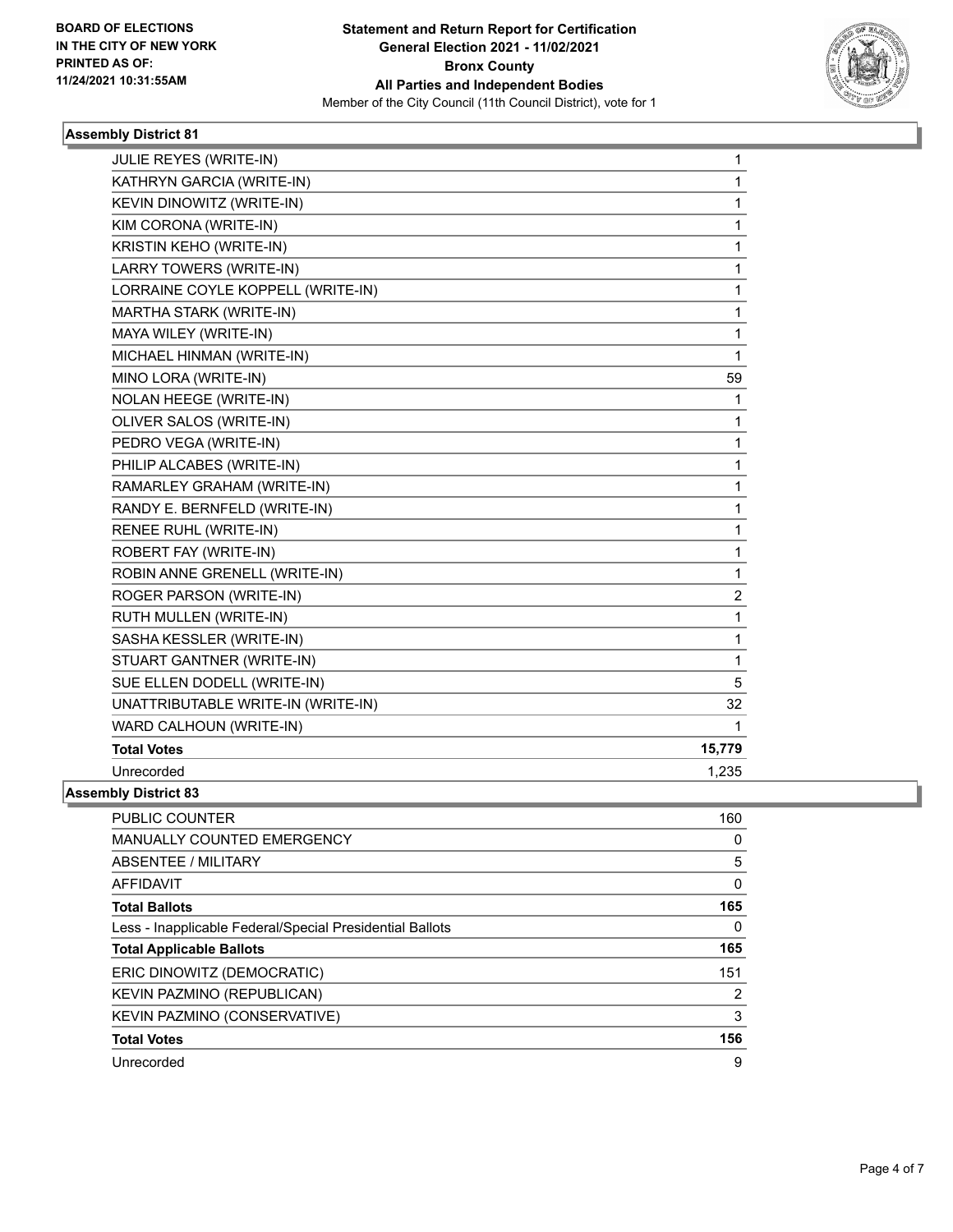**BOARD OF ELECTIONS IN THE CITY OF NEW YORK PRINTED AS OF: 11/24/2021 10:31:55AM**

**Statement and Return Report for Certification General Election 2021 - 11/02/2021 Bronx County All Parties and Independent Bodies**

Member of the City Council (11th Council District), vote for 1

### Assembly District 81

| | |
|---|---|
| JULIE REYES (WRITE-IN) | 1 |
| KATHRYN GARCIA (WRITE-IN) | 1 |
| KEVIN DINOWITZ (WRITE-IN) | 1 |
| KIM CORONA (WRITE-IN) | 1 |
| KRISTIN KEHO (WRITE-IN) | 1 |
| LARRY TOWERS (WRITE-IN) | 1 |
| LORRAINE COYLE KOPPELL (WRITE-IN) | 1 |
| MARTHA STARK (WRITE-IN) | 1 |
| MAYA WILEY (WRITE-IN) | 1 |
| MICHAEL HINMAN (WRITE-IN) | 1 |
| MINO LORA (WRITE-IN) | 59 |
| NOLAN HEEGE (WRITE-IN) | 1 |
| OLIVER SALOS (WRITE-IN) | 1 |
| PEDRO VEGA (WRITE-IN) | 1 |
| PHILIP ALCABES (WRITE-IN) | 1 |
| RAMARLEY GRAHAM (WRITE-IN) | 1 |
| RANDY E. BERNFELD (WRITE-IN) | 1 |
| RENEE RUHL (WRITE-IN) | 1 |
| ROBERT FAY (WRITE-IN) | 1 |
| ROBIN ANNE GRENELL (WRITE-IN) | 1 |
| ROGER PARSON (WRITE-IN) | 2 |
| RUTH MULLEN (WRITE-IN) | 1 |
| SASHA KESSLER (WRITE-IN) | 1 |
| STUART GANTNER (WRITE-IN) | 1 |
| SUE ELLEN DODELL (WRITE-IN) | 5 |
| UNATTRIBUTABLE WRITE-IN (WRITE-IN) | 32 |
| WARD CALHOUN (WRITE-IN) | 1 |
| **Total Votes** | **15,779** |
| Unrecorded | 1,235 |

### Assembly District 83

| | |
|---|---|
| PUBLIC COUNTER | 160 |
| MANUALLY COUNTED EMERGENCY | 0 |
| ABSENTEE / MILITARY | 5 |
| AFFIDAVIT | 0 |
| **Total Ballots** | **165** |
| Less - Inapplicable Federal/Special Presidential Ballots | 0 |
| **Total Applicable Ballots** | **165** |
| ERIC DINOWITZ (DEMOCRATIC) | 151 |
| KEVIN PAZMINO (REPUBLICAN) | 2 |
| KEVIN PAZMINO (CONSERVATIVE) | 3 |
| **Total Votes** | **156** |
| Unrecorded | 9 |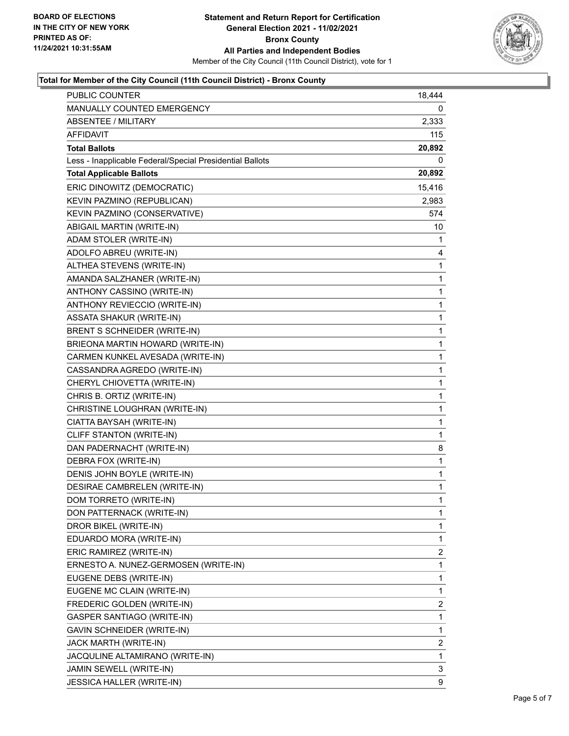BOARD OF ELECTIONS
IN THE CITY OF NEW YORK
PRINTED AS OF:
11/24/2021 10:31:55AM

**Statement and Return Report for Certification**
**General Election 2021 - 11/02/2021**
**Bronx County**
**All Parties and Independent Bodies**
Member of the City Council (11th Council District), vote for 1

### Total for Member of the City Council (11th Council District) - Bronx County

| | |
|---|---|
| PUBLIC COUNTER | 18,444 |
| MANUALLY COUNTED EMERGENCY | 0 |
| ABSENTEE / MILITARY | 2,333 |
| AFFIDAVIT | 115 |
| **Total Ballots** | **20,892** |
| Less - Inapplicable Federal/Special Presidential Ballots | 0 |
| **Total Applicable Ballots** | **20,892** |
| ERIC DINOWITZ (DEMOCRATIC) | 15,416 |
| KEVIN PAZMINO (REPUBLICAN) | 2,983 |
| KEVIN PAZMINO (CONSERVATIVE) | 574 |
| ABIGAIL MARTIN (WRITE-IN) | 10 |
| ADAM STOLER (WRITE-IN) | 1 |
| ADOLFO ABREU (WRITE-IN) | 4 |
| ALTHEA STEVENS (WRITE-IN) | 1 |
| AMANDA SALZHANER (WRITE-IN) | 1 |
| ANTHONY CASSINO (WRITE-IN) | 1 |
| ANTHONY REVIECCIO (WRITE-IN) | 1 |
| ASSATA SHAKUR (WRITE-IN) | 1 |
| BRENT S SCHNEIDER (WRITE-IN) | 1 |
| BRIEONA MARTIN HOWARD (WRITE-IN) | 1 |
| CARMEN KUNKEL AVESADA (WRITE-IN) | 1 |
| CASSANDRA AGREDO (WRITE-IN) | 1 |
| CHERYL CHIOVETTA (WRITE-IN) | 1 |
| CHRIS B. ORTIZ (WRITE-IN) | 1 |
| CHRISTINE LOUGHRAN (WRITE-IN) | 1 |
| CIATTA BAYSAH (WRITE-IN) | 1 |
| CLIFF STANTON (WRITE-IN) | 1 |
| DAN PADERNACHT (WRITE-IN) | 8 |
| DEBRA FOX (WRITE-IN) | 1 |
| DENIS JOHN BOYLE (WRITE-IN) | 1 |
| DESIRAE CAMBRELEN (WRITE-IN) | 1 |
| DOM TORRETO (WRITE-IN) | 1 |
| DON PATTERNACK (WRITE-IN) | 1 |
| DROR BIKEL (WRITE-IN) | 1 |
| EDUARDO MORA (WRITE-IN) | 1 |
| ERIC RAMIREZ (WRITE-IN) | 2 |
| ERNESTO A. NUNEZ-GERMOSEN (WRITE-IN) | 1 |
| EUGENE DEBS (WRITE-IN) | 1 |
| EUGENE MC CLAIN (WRITE-IN) | 1 |
| FREDERIC GOLDEN (WRITE-IN) | 2 |
| GASPER SANTIAGO (WRITE-IN) | 1 |
| GAVIN SCHNEIDER (WRITE-IN) | 1 |
| JACK MARTH (WRITE-IN) | 2 |
| JACQULINE ALTAMIRANO (WRITE-IN) | 1 |
| JAMIN SEWELL (WRITE-IN) | 3 |
| JESSICA HALLER (WRITE-IN) | 9 |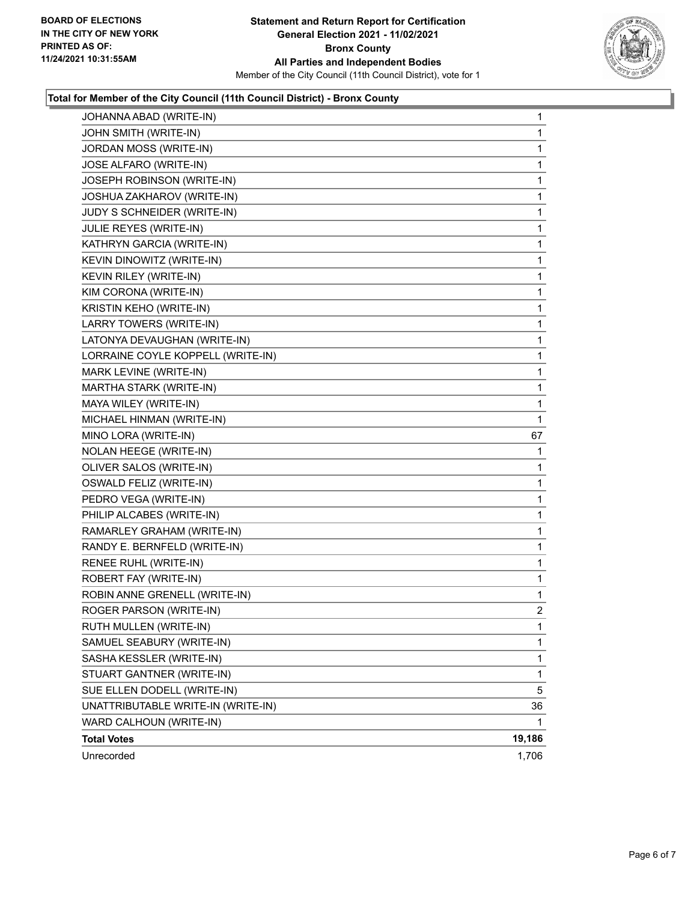**BOARD OF ELECTIONS IN THE CITY OF NEW YORK PRINTED AS OF: 11/24/2021 10:31:55AM**

**Statement and Return Report for Certification General Election 2021 - 11/02/2021 Bronx County All Parties and Independent Bodies**

Member of the City Council (11th Council District), vote for 1

### Total for Member of the City Council (11th Council District) - Bronx County

| Candidate | Votes |
|---|---|
| JOHANNA ABAD (WRITE-IN) | 1 |
| JOHN SMITH (WRITE-IN) | 1 |
| JORDAN MOSS (WRITE-IN) | 1 |
| JOSE ALFARO (WRITE-IN) | 1 |
| JOSEPH ROBINSON (WRITE-IN) | 1 |
| JOSHUA ZAKHAROV (WRITE-IN) | 1 |
| JUDY S SCHNEIDER (WRITE-IN) | 1 |
| JULIE REYES (WRITE-IN) | 1 |
| KATHRYN GARCIA (WRITE-IN) | 1 |
| KEVIN DINOWITZ (WRITE-IN) | 1 |
| KEVIN RILEY (WRITE-IN) | 1 |
| KIM CORONA (WRITE-IN) | 1 |
| KRISTIN KEHO (WRITE-IN) | 1 |
| LARRY TOWERS (WRITE-IN) | 1 |
| LATONYA DEVAUGHAN (WRITE-IN) | 1 |
| LORRAINE COYLE KOPPELL (WRITE-IN) | 1 |
| MARK LEVINE (WRITE-IN) | 1 |
| MARTHA STARK (WRITE-IN) | 1 |
| MAYA WILEY (WRITE-IN) | 1 |
| MICHAEL HINMAN (WRITE-IN) | 1 |
| MINO LORA (WRITE-IN) | 67 |
| NOLAN HEEGE (WRITE-IN) | 1 |
| OLIVER SALOS (WRITE-IN) | 1 |
| OSWALD FELIZ (WRITE-IN) | 1 |
| PEDRO VEGA (WRITE-IN) | 1 |
| PHILIP ALCABES (WRITE-IN) | 1 |
| RAMARLEY GRAHAM (WRITE-IN) | 1 |
| RANDY E. BERNFELD (WRITE-IN) | 1 |
| RENEE RUHL (WRITE-IN) | 1 |
| ROBERT FAY (WRITE-IN) | 1 |
| ROBIN ANNE GRENELL (WRITE-IN) | 1 |
| ROGER PARSON (WRITE-IN) | 2 |
| RUTH MULLEN (WRITE-IN) | 1 |
| SAMUEL SEABURY (WRITE-IN) | 1 |
| SASHA KESSLER (WRITE-IN) | 1 |
| STUART GANTNER (WRITE-IN) | 1 |
| SUE ELLEN DODELL (WRITE-IN) | 5 |
| UNATTRIBUTABLE WRITE-IN (WRITE-IN) | 36 |
| WARD CALHOUN (WRITE-IN) | 1 |
| **Total Votes** | **19,186** |
| Unrecorded | 1,706 |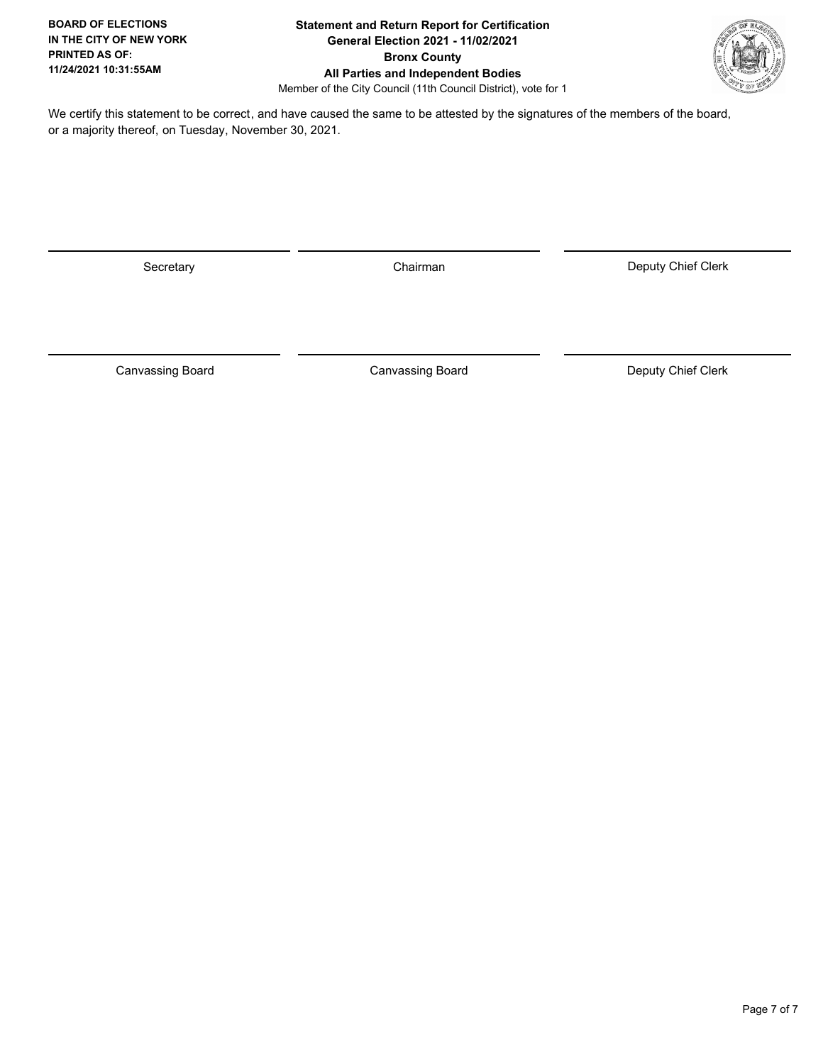We certify this statement to be correct, and have caused the same to be attested by the signatures of the members of the board, or a majority thereof, on Tuesday, November 30, 2021.

| | | |
|---|---|---|
| Secretary | Chairman | Deputy Chief Clerk |
| Canvassing Board | Canvassing Board | Deputy Chief Clerk |